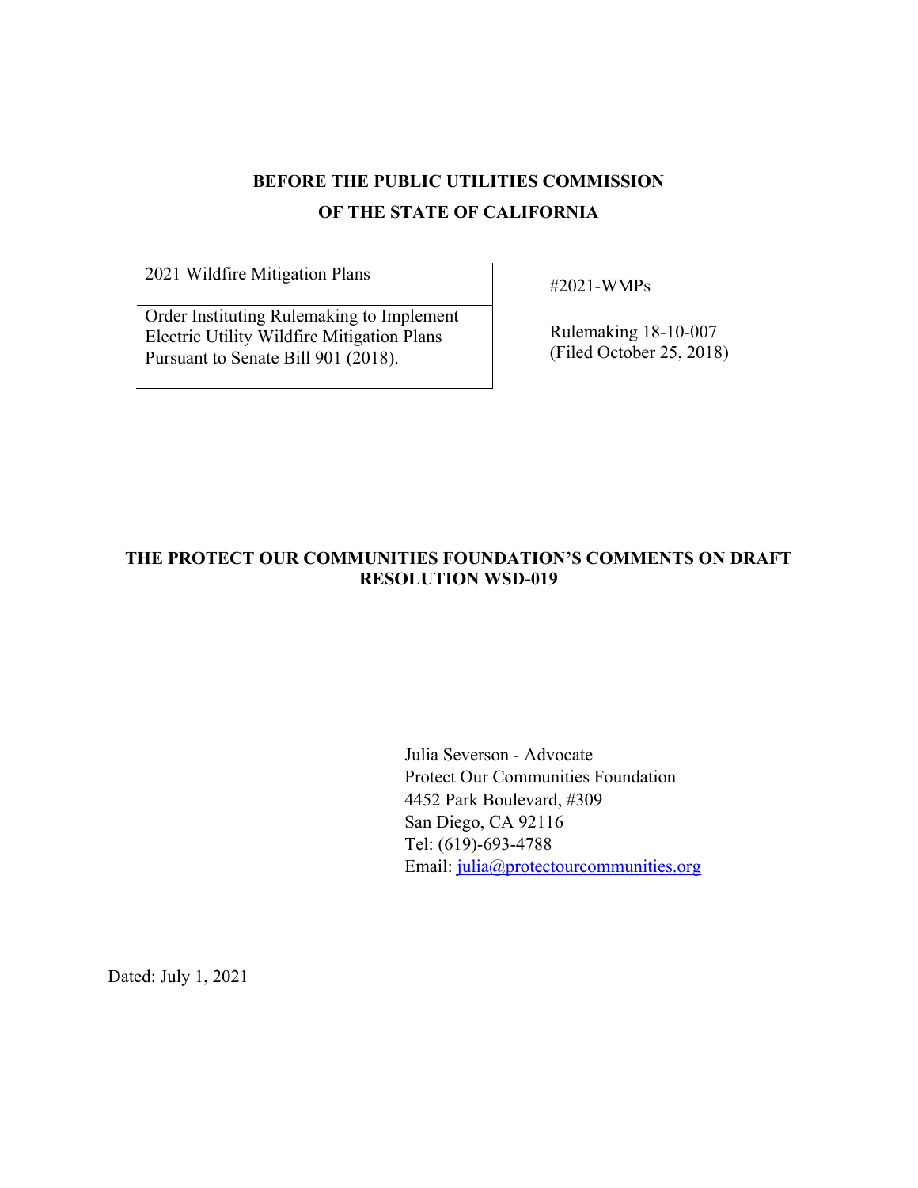**BEFORE THE PUBLIC UTILITIES COMMISSION**

**OF THE STATE OF CALIFORNIA**

| | |
|---|---|
| 2021 Wildfire Mitigation Plans | #2021-WMPs |
| Order Instituting Rulemaking to Implement Electric Utility Wildfire Mitigation Plans Pursuant to Senate Bill 901 (2018). | Rulemaking 18-10-007<br>(Filed October 25, 2018) |

**THE PROTECT OUR COMMUNITIES FOUNDATION'S COMMENTS ON DRAFT RESOLUTION WSD-019**

Julia Severson - Advocate
Protect Our Communities Foundation
4452 Park Boulevard, #309
San Diego, CA 92116
Tel: (619)-693-4788
Email: julia@protectourcommunities.org

Dated: July 1, 2021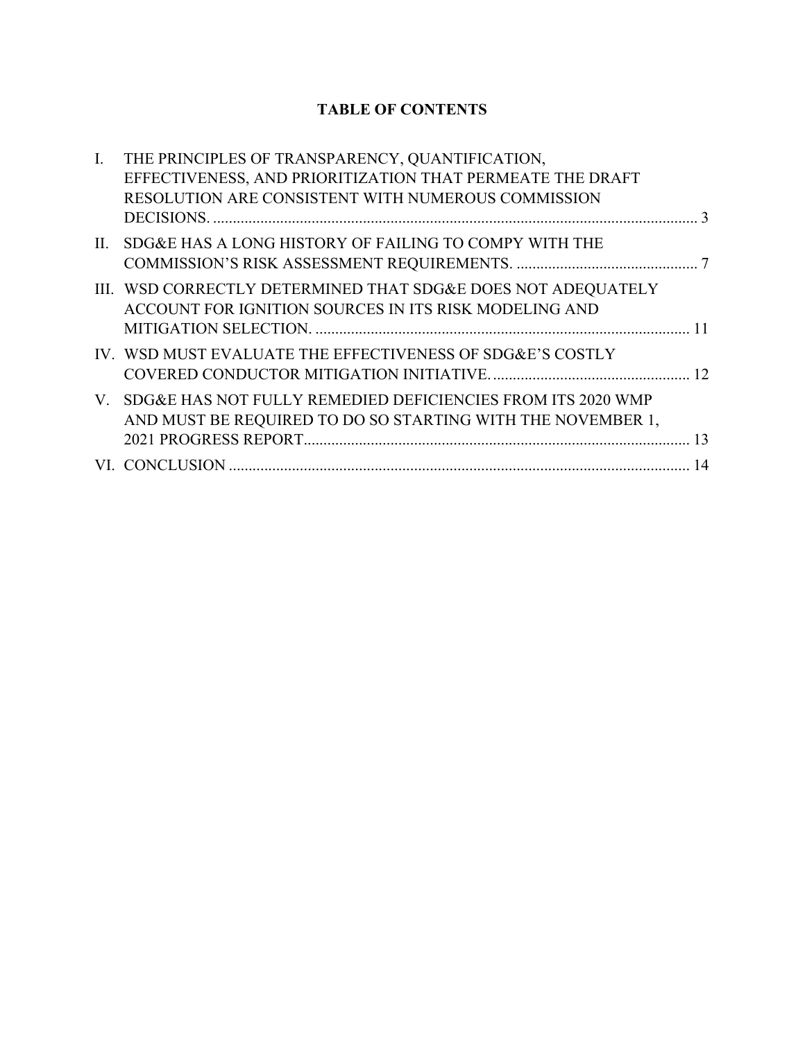**TABLE OF CONTENTS**

I. THE PRINCIPLES OF TRANSPARENCY, QUANTIFICATION, EFFECTIVENESS, AND PRIORITIZATION THAT PERMEATE THE DRAFT RESOLUTION ARE CONSISTENT WITH NUMEROUS COMMISSION DECISIONS. ........................................................................................................................... 3

II. SDG&E HAS A LONG HISTORY OF FAILING TO COMPY WITH THE COMMISSION'S RISK ASSESSMENT REQUIREMENTS. .............................................. 7

III. WSD CORRECTLY DETERMINED THAT SDG&E DOES NOT ADEQUATELY ACCOUNT FOR IGNITION SOURCES IN ITS RISK MODELING AND MITIGATION SELECTION. ............................................................................................... 11

IV. WSD MUST EVALUATE THE EFFECTIVENESS OF SDG&E'S COSTLY COVERED CONDUCTOR MITIGATION INITIATIVE. .................................................. 12

V. SDG&E HAS NOT FULLY REMEDIED DEFICIENCIES FROM ITS 2020 WMP AND MUST BE REQUIRED TO DO SO STARTING WITH THE NOVEMBER 1, 2021 PROGRESS REPORT.................................................................................................. 13

VI. CONCLUSION ..................................................................................................................... 14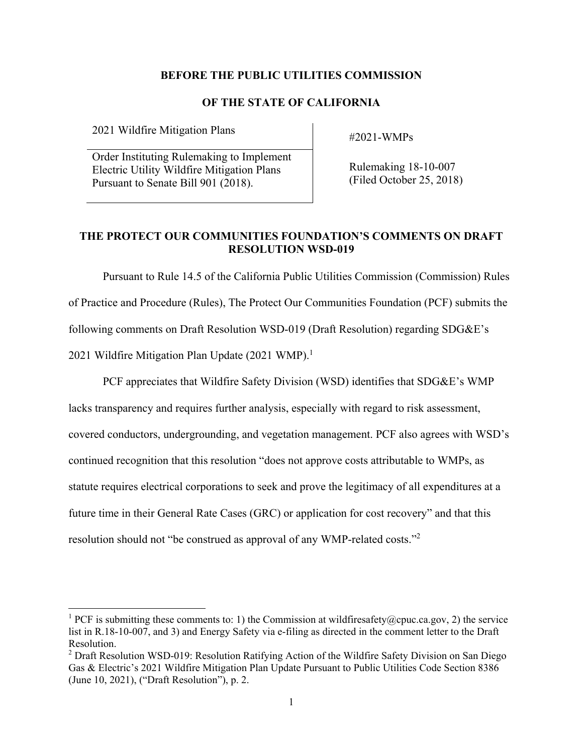**BEFORE THE PUBLIC UTILITIES COMMISSION**

**OF THE STATE OF CALIFORNIA**

| | |
|---|---|
| 2021 Wildfire Mitigation Plans | #2021-WMPs |
| Order Instituting Rulemaking to Implement Electric Utility Wildfire Mitigation Plans Pursuant to Senate Bill 901 (2018). | Rulemaking 18-10-007 (Filed October 25, 2018) |

**THE PROTECT OUR COMMUNITIES FOUNDATION'S COMMENTS ON DRAFT RESOLUTION WSD-019**

Pursuant to Rule 14.5 of the California Public Utilities Commission (Commission) Rules of Practice and Procedure (Rules), The Protect Our Communities Foundation (PCF) submits the following comments on Draft Resolution WSD-019 (Draft Resolution) regarding SDG&E's 2021 Wildfire Mitigation Plan Update (2021 WMP).[1]

PCF appreciates that Wildfire Safety Division (WSD) identifies that SDG&E's WMP lacks transparency and requires further analysis, especially with regard to risk assessment, covered conductors, undergrounding, and vegetation management. PCF also agrees with WSD's continued recognition that this resolution "does not approve costs attributable to WMPs, as statute requires electrical corporations to seek and prove the legitimacy of all expenditures at a future time in their General Rate Cases (GRC) or application for cost recovery" and that this resolution should not "be construed as approval of any WMP-related costs."[2]

---

[1] PCF is submitting these comments to: 1) the Commission at wildfiresafety@cpuc.ca.gov, 2) the service list in R.18-10-007, and 3) and Energy Safety via e-filing as directed in the comment letter to the Draft Resolution.

[2] Draft Resolution WSD-019: Resolution Ratifying Action of the Wildfire Safety Division on San Diego Gas & Electric's 2021 Wildfire Mitigation Plan Update Pursuant to Public Utilities Code Section 8386 (June 10, 2021), ("Draft Resolution"), p. 2.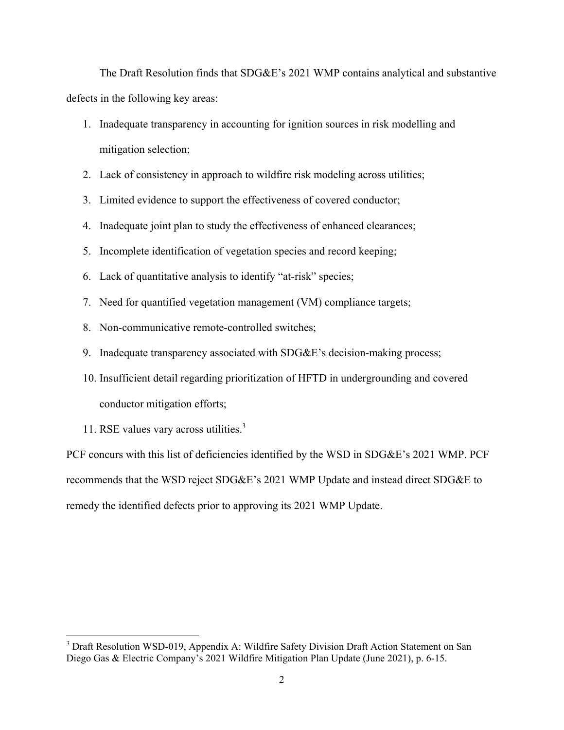The Draft Resolution finds that SDG&E's 2021 WMP contains analytical and substantive defects in the following key areas:

1. Inadequate transparency in accounting for ignition sources in risk modelling and mitigation selection;
2. Lack of consistency in approach to wildfire risk modeling across utilities;
3. Limited evidence to support the effectiveness of covered conductor;
4. Inadequate joint plan to study the effectiveness of enhanced clearances;
5. Incomplete identification of vegetation species and record keeping;
6. Lack of quantitative analysis to identify "at-risk" species;
7. Need for quantified vegetation management (VM) compliance targets;
8. Non-communicative remote-controlled switches;
9. Inadequate transparency associated with SDG&E's decision-making process;
10. Insufficient detail regarding prioritization of HFTD in undergrounding and covered conductor mitigation efforts;
11. RSE values vary across utilities.[3]

PCF concurs with this list of deficiencies identified by the WSD in SDG&E's 2021 WMP. PCF recommends that the WSD reject SDG&E's 2021 WMP Update and instead direct SDG&E to remedy the identified defects prior to approving its 2021 WMP Update.

[3] Draft Resolution WSD-019, Appendix A: Wildfire Safety Division Draft Action Statement on San Diego Gas & Electric Company's 2021 Wildfire Mitigation Plan Update (June 2021), p. 6-15.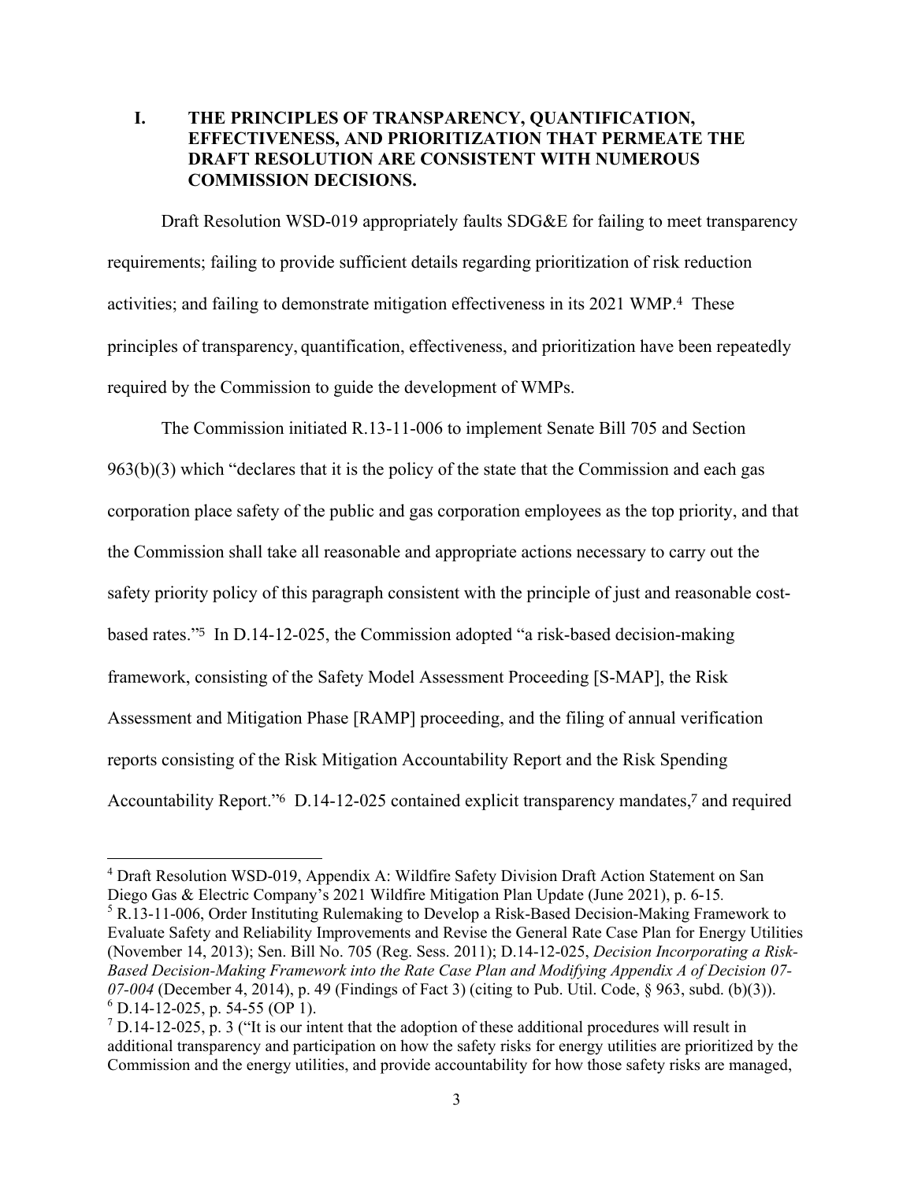## I. THE PRINCIPLES OF TRANSPARENCY, QUANTIFICATION, EFFECTIVENESS, AND PRIORITIZATION THAT PERMEATE THE DRAFT RESOLUTION ARE CONSISTENT WITH NUMEROUS COMMISSION DECISIONS.

Draft Resolution WSD-019 appropriately faults SDG&E for failing to meet transparency requirements; failing to provide sufficient details regarding prioritization of risk reduction activities; and failing to demonstrate mitigation effectiveness in its 2021 WMP.[4] These principles of transparency, quantification, effectiveness, and prioritization have been repeatedly required by the Commission to guide the development of WMPs.

The Commission initiated R.13-11-006 to implement Senate Bill 705 and Section 963(b)(3) which "declares that it is the policy of the state that the Commission and each gas corporation place safety of the public and gas corporation employees as the top priority, and that the Commission shall take all reasonable and appropriate actions necessary to carry out the safety priority policy of this paragraph consistent with the principle of just and reasonable cost-based rates."[5] In D.14-12-025, the Commission adopted "a risk-based decision-making framework, consisting of the Safety Model Assessment Proceeding [S-MAP], the Risk Assessment and Mitigation Phase [RAMP] proceeding, and the filing of annual verification reports consisting of the Risk Mitigation Accountability Report and the Risk Spending Accountability Report."[6] D.14-12-025 contained explicit transparency mandates,[7] and required

---

[4] Draft Resolution WSD-019, Appendix A: Wildfire Safety Division Draft Action Statement on San Diego Gas & Electric Company's 2021 Wildfire Mitigation Plan Update (June 2021), p. 6-15.

[5] R.13-11-006, Order Instituting Rulemaking to Develop a Risk-Based Decision-Making Framework to Evaluate Safety and Reliability Improvements and Revise the General Rate Case Plan for Energy Utilities (November 14, 2013); Sen. Bill No. 705 (Reg. Sess. 2011); D.14-12-025, *Decision Incorporating a Risk-Based Decision-Making Framework into the Rate Case Plan and Modifying Appendix A of Decision 07-07-004* (December 4, 2014), p. 49 (Findings of Fact 3) (citing to Pub. Util. Code, § 963, subd. (b)(3)).

[6] D.14-12-025, p. 54-55 (OP 1).

[7] D.14-12-025, p. 3 ("It is our intent that the adoption of these additional procedures will result in additional transparency and participation on how the safety risks for energy utilities are prioritized by the Commission and the energy utilities, and provide accountability for how those safety risks are managed,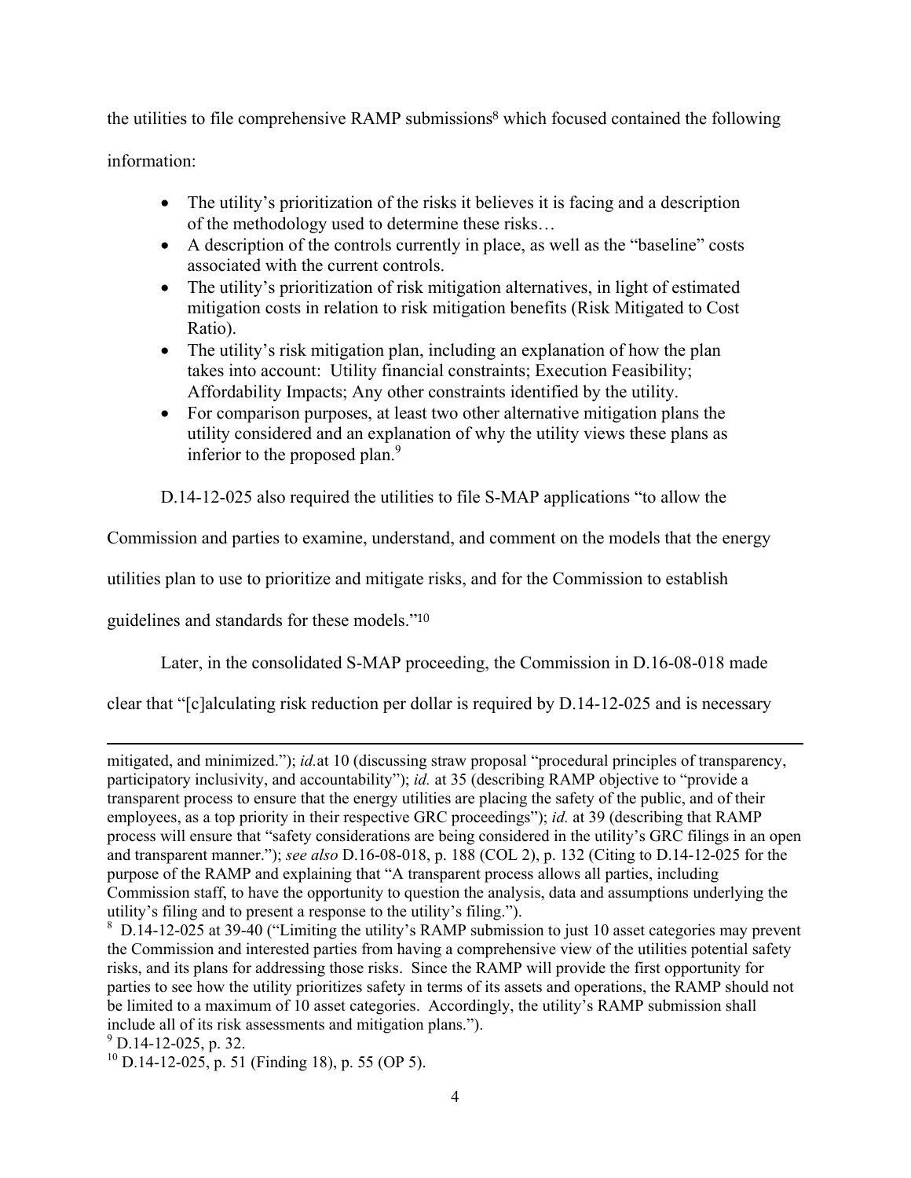the utilities to file comprehensive RAMP submissions[8] which focused contained the following information:

- The utility's prioritization of the risks it believes it is facing and a description of the methodology used to determine these risks…
- A description of the controls currently in place, as well as the "baseline" costs associated with the current controls.
- The utility's prioritization of risk mitigation alternatives, in light of estimated mitigation costs in relation to risk mitigation benefits (Risk Mitigated to Cost Ratio).
- The utility's risk mitigation plan, including an explanation of how the plan takes into account: Utility financial constraints; Execution Feasibility; Affordability Impacts; Any other constraints identified by the utility.
- For comparison purposes, at least two other alternative mitigation plans the utility considered and an explanation of why the utility views these plans as inferior to the proposed plan.[9]

D.14-12-025 also required the utilities to file S-MAP applications "to allow the Commission and parties to examine, understand, and comment on the models that the energy utilities plan to use to prioritize and mitigate risks, and for the Commission to establish guidelines and standards for these models."[10]

Later, in the consolidated S-MAP proceeding, the Commission in D.16-08-018 made clear that "[c]alculating risk reduction per dollar is required by D.14-12-025 and is necessary

---

mitigated, and minimized."); *id.*at 10 (discussing straw proposal "procedural principles of transparency, participatory inclusivity, and accountability"); *id.* at 35 (describing RAMP objective to "provide a transparent process to ensure that the energy utilities are placing the safety of the public, and of their employees, as a top priority in their respective GRC proceedings"); *id.* at 39 (describing that RAMP process will ensure that "safety considerations are being considered in the utility's GRC filings in an open and transparent manner."); *see also* D.16-08-018, p. 188 (COL 2), p. 132 (Citing to D.14-12-025 for the purpose of the RAMP and explaining that "A transparent process allows all parties, including Commission staff, to have the opportunity to question the analysis, data and assumptions underlying the utility's filing and to present a response to the utility's filing.").

[8] D.14-12-025 at 39-40 ("Limiting the utility's RAMP submission to just 10 asset categories may prevent the Commission and interested parties from having a comprehensive view of the utilities potential safety risks, and its plans for addressing those risks. Since the RAMP will provide the first opportunity for parties to see how the utility prioritizes safety in terms of its assets and operations, the RAMP should not be limited to a maximum of 10 asset categories. Accordingly, the utility's RAMP submission shall include all of its risk assessments and mitigation plans.").

[9] D.14-12-025, p. 32.

[10] D.14-12-025, p. 51 (Finding 18), p. 55 (OP 5).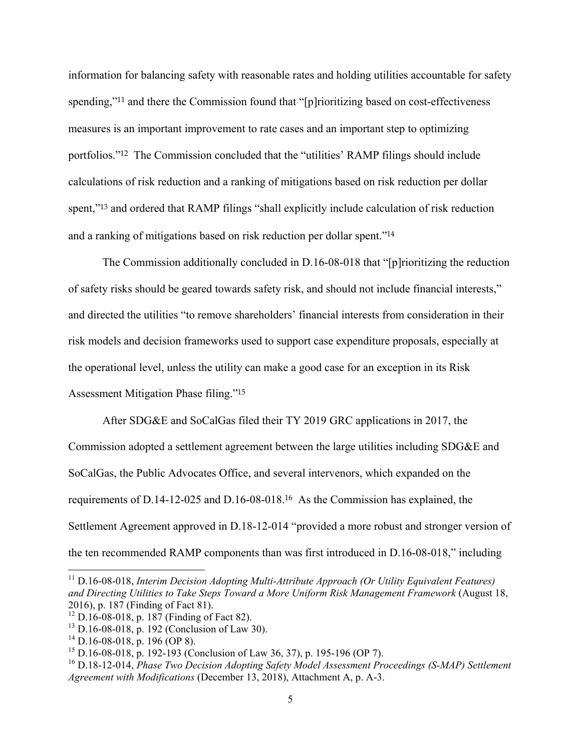information for balancing safety with reasonable rates and holding utilities accountable for safety spending,"[11] and there the Commission found that "[p]rioritizing based on cost-effectiveness measures is an important improvement to rate cases and an important step to optimizing portfolios."[12] The Commission concluded that the "utilities' RAMP filings should include calculations of risk reduction and a ranking of mitigations based on risk reduction per dollar spent,"[13] and ordered that RAMP filings "shall explicitly include calculation of risk reduction and a ranking of mitigations based on risk reduction per dollar spent."[14]

The Commission additionally concluded in D.16-08-018 that "[p]rioritizing the reduction of safety risks should be geared towards safety risk, and should not include financial interests," and directed the utilities "to remove shareholders' financial interests from consideration in their risk models and decision frameworks used to support case expenditure proposals, especially at the operational level, unless the utility can make a good case for an exception in its Risk Assessment Mitigation Phase filing."[15]

After SDG&E and SoCalGas filed their TY 2019 GRC applications in 2017, the Commission adopted a settlement agreement between the large utilities including SDG&E and SoCalGas, the Public Advocates Office, and several intervenors, which expanded on the requirements of D.14-12-025 and D.16-08-018.[16] As the Commission has explained, the Settlement Agreement approved in D.18-12-014 "provided a more robust and stronger version of the ten recommended RAMP components than was first introduced in D.16-08-018," including

---

[11] D.16-08-018, *Interim Decision Adopting Multi-Attribute Approach (Or Utility Equivalent Features) and Directing Utilities to Take Steps Toward a More Uniform Risk Management Framework* (August 18, 2016), p. 187 (Finding of Fact 81).

[12] D.16-08-018, p. 187 (Finding of Fact 82).

[13] D.16-08-018, p. 192 (Conclusion of Law 30).

[14] D.16-08-018, p. 196 (OP 8).

[15] D.16-08-018, p. 192-193 (Conclusion of Law 36, 37), p. 195-196 (OP 7).

[16] D.18-12-014, *Phase Two Decision Adopting Safety Model Assessment Proceedings (S-MAP) Settlement Agreement with Modifications* (December 13, 2018), Attachment A, p. A-3.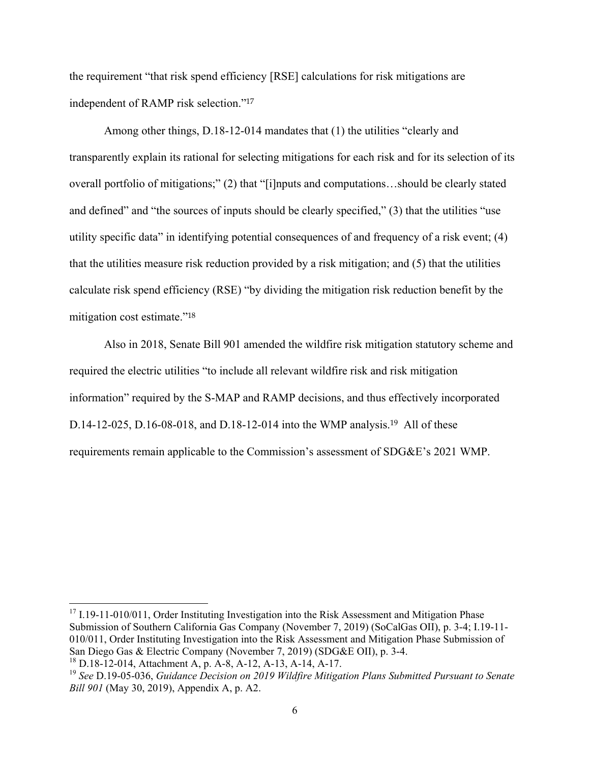the requirement "that risk spend efficiency [RSE] calculations for risk mitigations are independent of RAMP risk selection."[17]

Among other things, D.18-12-014 mandates that (1) the utilities "clearly and transparently explain its rational for selecting mitigations for each risk and for its selection of its overall portfolio of mitigations;" (2) that "[i]nputs and computations…should be clearly stated and defined" and "the sources of inputs should be clearly specified," (3) that the utilities "use utility specific data" in identifying potential consequences of and frequency of a risk event; (4) that the utilities measure risk reduction provided by a risk mitigation; and (5) that the utilities calculate risk spend efficiency (RSE) "by dividing the mitigation risk reduction benefit by the mitigation cost estimate."[18]

Also in 2018, Senate Bill 901 amended the wildfire risk mitigation statutory scheme and required the electric utilities "to include all relevant wildfire risk and risk mitigation information" required by the S-MAP and RAMP decisions, and thus effectively incorporated D.14-12-025, D.16-08-018, and D.18-12-014 into the WMP analysis.[19] All of these requirements remain applicable to the Commission's assessment of SDG&E's 2021 WMP.

---

[17] I.19-11-010/011, Order Instituting Investigation into the Risk Assessment and Mitigation Phase Submission of Southern California Gas Company (November 7, 2019) (SoCalGas OII), p. 3-4; I.19-11-010/011, Order Instituting Investigation into the Risk Assessment and Mitigation Phase Submission of San Diego Gas & Electric Company (November 7, 2019) (SDG&E OII), p. 3-4.

[18] D.18-12-014, Attachment A, p. A-8, A-12, A-13, A-14, A-17.

[19] *See* D.19-05-036, *Guidance Decision on 2019 Wildfire Mitigation Plans Submitted Pursuant to Senate Bill 901* (May 30, 2019), Appendix A, p. A2.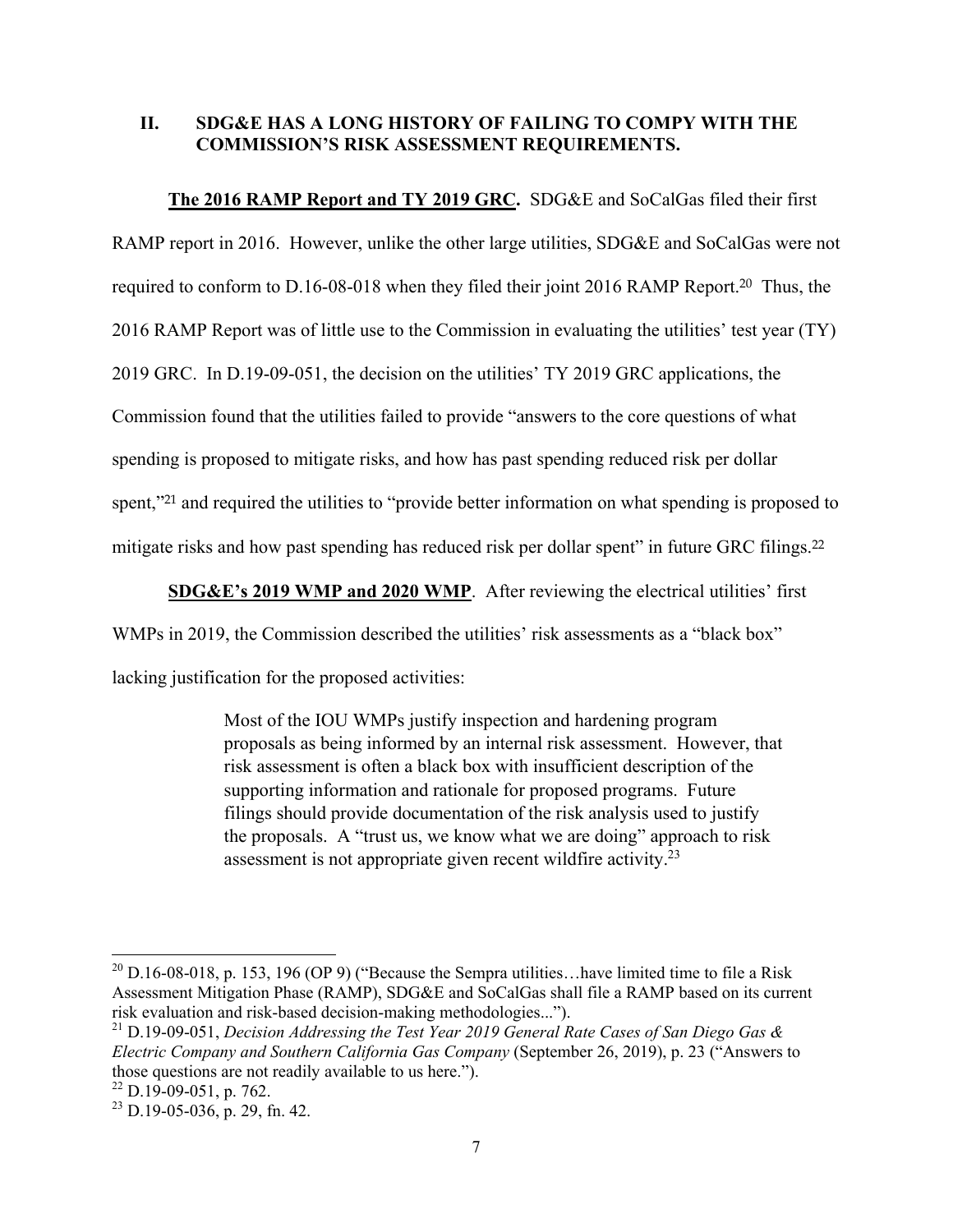## II. SDG&E HAS A LONG HISTORY OF FAILING TO COMPY WITH THE COMMISSION'S RISK ASSESSMENT REQUIREMENTS.

**<u>The 2016 RAMP Report and TY 2019 GRC</u>.** SDG&E and SoCalGas filed their first RAMP report in 2016. However, unlike the other large utilities, SDG&E and SoCalGas were not required to conform to D.16-08-018 when they filed their joint 2016 RAMP Report.[20] Thus, the 2016 RAMP Report was of little use to the Commission in evaluating the utilities' test year (TY) 2019 GRC. In D.19-09-051, the decision on the utilities' TY 2019 GRC applications, the Commission found that the utilities failed to provide "answers to the core questions of what spending is proposed to mitigate risks, and how has past spending reduced risk per dollar spent,"[21] and required the utilities to "provide better information on what spending is proposed to mitigate risks and how past spending has reduced risk per dollar spent" in future GRC filings.[22]

**<u>SDG&E's 2019 WMP and 2020 WMP</u>**. After reviewing the electrical utilities' first WMPs in 2019, the Commission described the utilities' risk assessments as a "black box" lacking justification for the proposed activities:

> Most of the IOU WMPs justify inspection and hardening program proposals as being informed by an internal risk assessment. However, that risk assessment is often a black box with insufficient description of the supporting information and rationale for proposed programs. Future filings should provide documentation of the risk analysis used to justify the proposals. A "trust us, we know what we are doing" approach to risk assessment is not appropriate given recent wildfire activity.[23]

---

[20] D.16-08-018, p. 153, 196 (OP 9) ("Because the Sempra utilities…have limited time to file a Risk Assessment Mitigation Phase (RAMP), SDG&E and SoCalGas shall file a RAMP based on its current risk evaluation and risk-based decision-making methodologies...").

[21] D.19-09-051, *Decision Addressing the Test Year 2019 General Rate Cases of San Diego Gas & Electric Company and Southern California Gas Company* (September 26, 2019), p. 23 ("Answers to those questions are not readily available to us here.").

[22] D.19-09-051, p. 762.

[23] D.19-05-036, p. 29, fn. 42.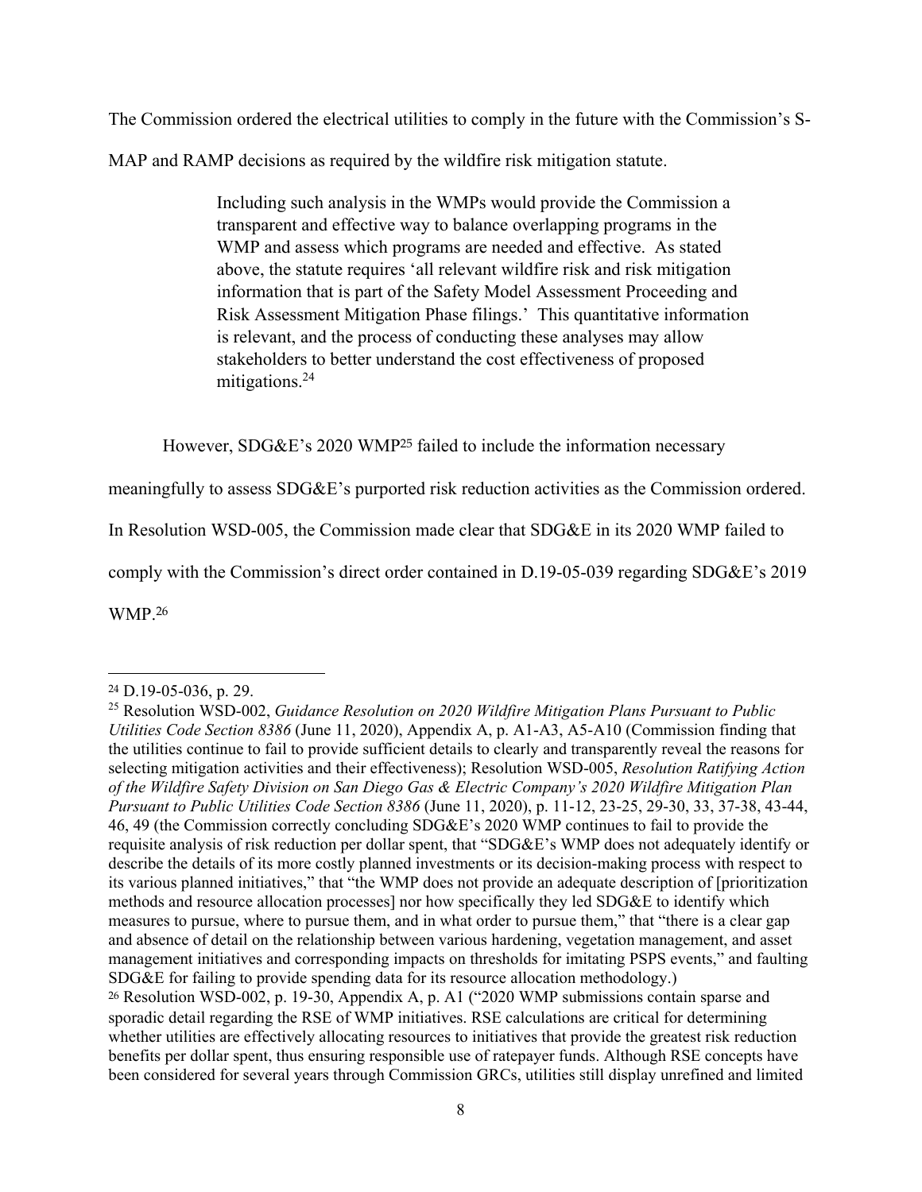The Commission ordered the electrical utilities to comply in the future with the Commission's S-MAP and RAMP decisions as required by the wildfire risk mitigation statute.

> Including such analysis in the WMPs would provide the Commission a transparent and effective way to balance overlapping programs in the WMP and assess which programs are needed and effective. As stated above, the statute requires 'all relevant wildfire risk and risk mitigation information that is part of the Safety Model Assessment Proceeding and Risk Assessment Mitigation Phase filings.' This quantitative information is relevant, and the process of conducting these analyses may allow stakeholders to better understand the cost effectiveness of proposed mitigations.[24]

However, SDG&E's 2020 WMP[25] failed to include the information necessary meaningfully to assess SDG&E's purported risk reduction activities as the Commission ordered. In Resolution WSD-005, the Commission made clear that SDG&E in its 2020 WMP failed to comply with the Commission's direct order contained in D.19-05-039 regarding SDG&E's 2019 WMP.[26]

---

[24] D.19-05-036, p. 29.

[25] Resolution WSD-002, *Guidance Resolution on 2020 Wildfire Mitigation Plans Pursuant to Public Utilities Code Section 8386* (June 11, 2020), Appendix A, p. A1-A3, A5-A10 (Commission finding that the utilities continue to fail to provide sufficient details to clearly and transparently reveal the reasons for selecting mitigation activities and their effectiveness); Resolution WSD-005, *Resolution Ratifying Action of the Wildfire Safety Division on San Diego Gas & Electric Company's 2020 Wildfire Mitigation Plan Pursuant to Public Utilities Code Section 8386* (June 11, 2020), p. 11-12, 23-25, 29-30, 33, 37-38, 43-44, 46, 49 (the Commission correctly concluding SDG&E's 2020 WMP continues to fail to provide the requisite analysis of risk reduction per dollar spent, that "SDG&E's WMP does not adequately identify or describe the details of its more costly planned investments or its decision-making process with respect to its various planned initiatives," that "the WMP does not provide an adequate description of [prioritization methods and resource allocation processes] nor how specifically they led SDG&E to identify which measures to pursue, where to pursue them, and in what order to pursue them," that "there is a clear gap and absence of detail on the relationship between various hardening, vegetation management, and asset management initiatives and corresponding impacts on thresholds for imitating PSPS events," and faulting SDG&E for failing to provide spending data for its resource allocation methodology.)

[26] Resolution WSD-002, p. 19-30, Appendix A, p. A1 ("2020 WMP submissions contain sparse and sporadic detail regarding the RSE of WMP initiatives. RSE calculations are critical for determining whether utilities are effectively allocating resources to initiatives that provide the greatest risk reduction benefits per dollar spent, thus ensuring responsible use of ratepayer funds. Although RSE concepts have been considered for several years through Commission GRCs, utilities still display unrefined and limited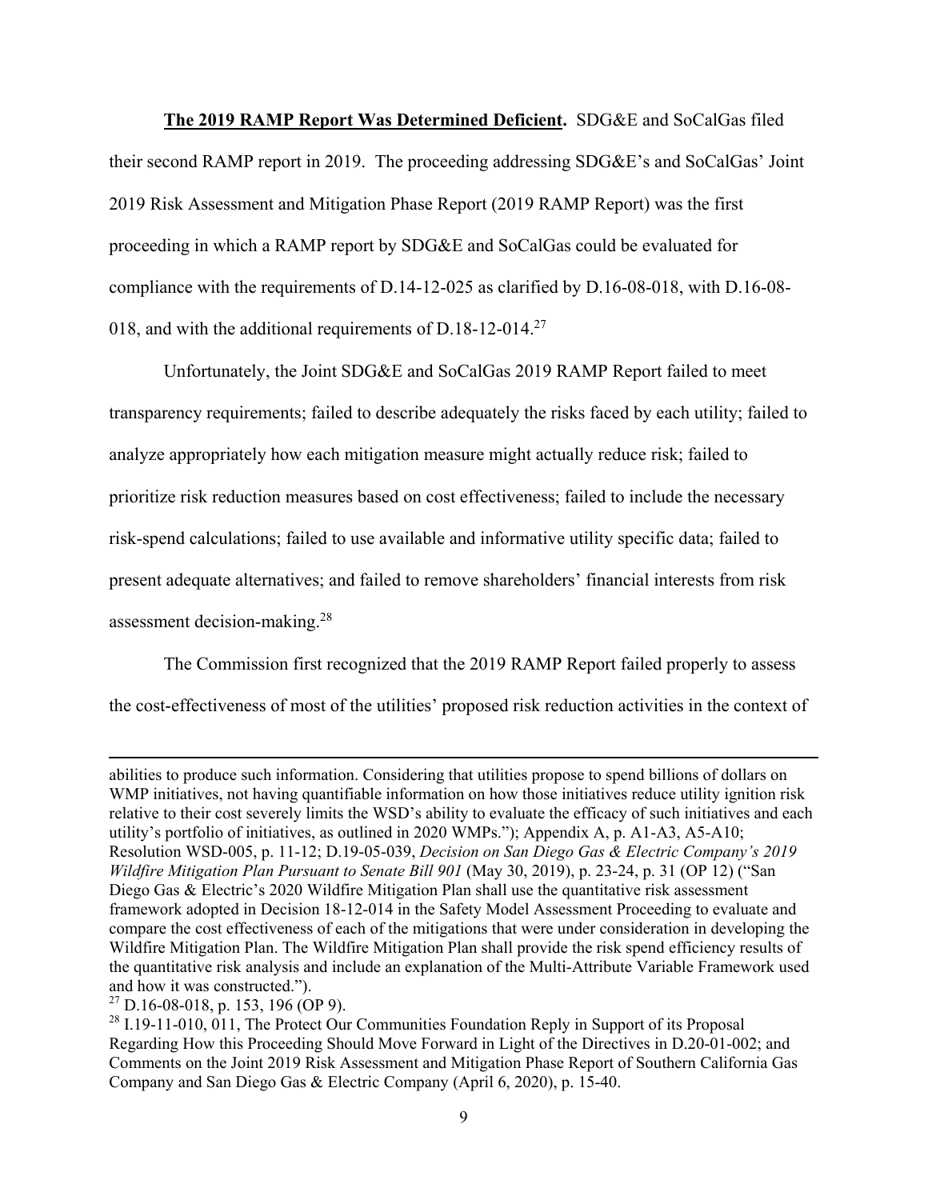**The 2019 RAMP Report Was Determined Deficient.** SDG&E and SoCalGas filed their second RAMP report in 2019. The proceeding addressing SDG&E's and SoCalGas' Joint 2019 Risk Assessment and Mitigation Phase Report (2019 RAMP Report) was the first proceeding in which a RAMP report by SDG&E and SoCalGas could be evaluated for compliance with the requirements of D.14-12-025 as clarified by D.16-08-018, with D.16-08-018, and with the additional requirements of D.18-12-014.[27]

Unfortunately, the Joint SDG&E and SoCalGas 2019 RAMP Report failed to meet transparency requirements; failed to describe adequately the risks faced by each utility; failed to analyze appropriately how each mitigation measure might actually reduce risk; failed to prioritize risk reduction measures based on cost effectiveness; failed to include the necessary risk-spend calculations; failed to use available and informative utility specific data; failed to present adequate alternatives; and failed to remove shareholders' financial interests from risk assessment decision-making.[28]

The Commission first recognized that the 2019 RAMP Report failed properly to assess the cost-effectiveness of most of the utilities' proposed risk reduction activities in the context of

---

abilities to produce such information. Considering that utilities propose to spend billions of dollars on WMP initiatives, not having quantifiable information on how those initiatives reduce utility ignition risk relative to their cost severely limits the WSD's ability to evaluate the efficacy of such initiatives and each utility's portfolio of initiatives, as outlined in 2020 WMPs."); Appendix A, p. A1-A3, A5-A10; Resolution WSD-005, p. 11-12; D.19-05-039, *Decision on San Diego Gas & Electric Company's 2019 Wildfire Mitigation Plan Pursuant to Senate Bill 901* (May 30, 2019), p. 23-24, p. 31 (OP 12) ("San Diego Gas & Electric's 2020 Wildfire Mitigation Plan shall use the quantitative risk assessment framework adopted in Decision 18-12-014 in the Safety Model Assessment Proceeding to evaluate and compare the cost effectiveness of each of the mitigations that were under consideration in developing the Wildfire Mitigation Plan. The Wildfire Mitigation Plan shall provide the risk spend efficiency results of the quantitative risk analysis and include an explanation of the Multi-Attribute Variable Framework used and how it was constructed.").

[27] D.16-08-018, p. 153, 196 (OP 9).

[28] I.19-11-010, 011, The Protect Our Communities Foundation Reply in Support of its Proposal Regarding How this Proceeding Should Move Forward in Light of the Directives in D.20-01-002; and Comments on the Joint 2019 Risk Assessment and Mitigation Phase Report of Southern California Gas Company and San Diego Gas & Electric Company (April 6, 2020), p. 15-40.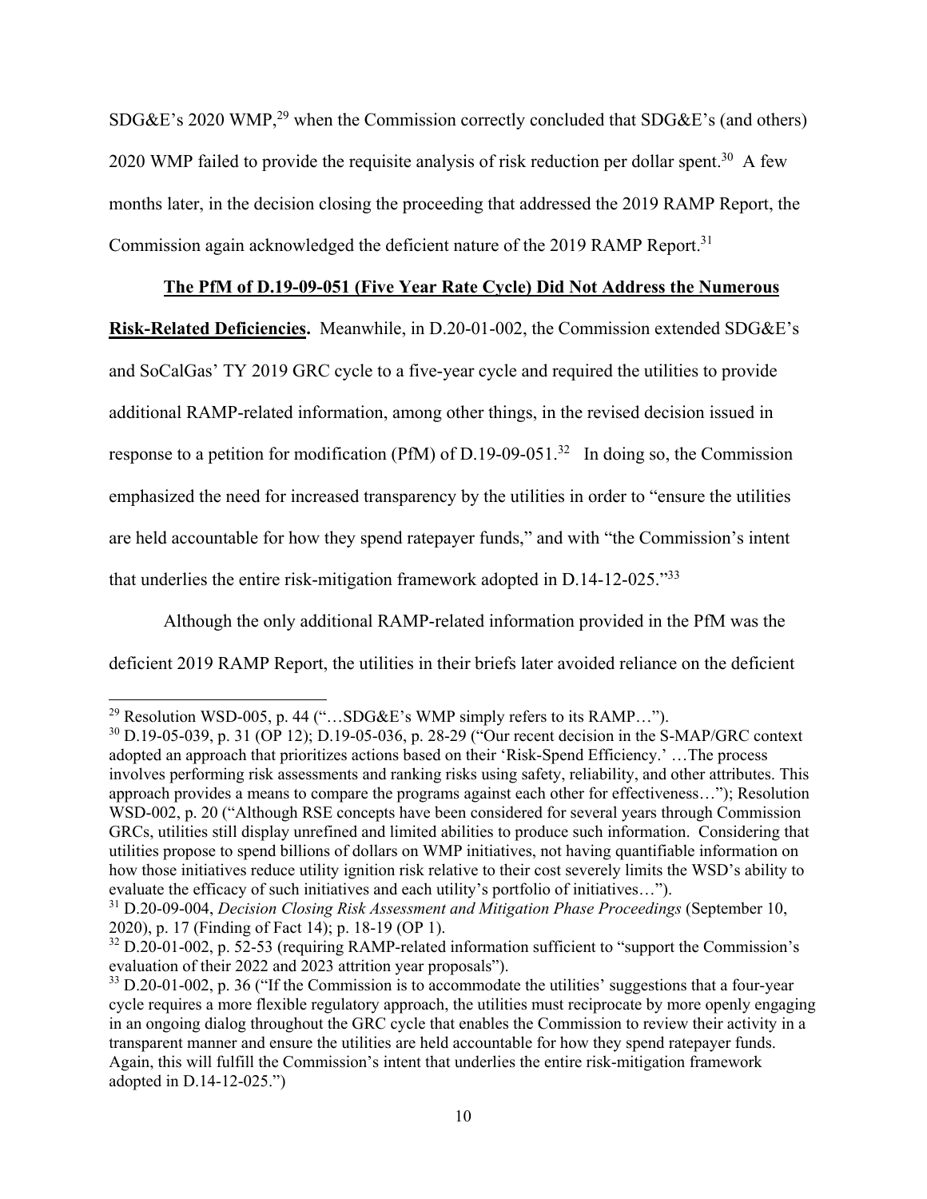SDG&E's 2020 WMP,[29] when the Commission correctly concluded that SDG&E's (and others) 2020 WMP failed to provide the requisite analysis of risk reduction per dollar spent.[30] A few months later, in the decision closing the proceeding that addressed the 2019 RAMP Report, the Commission again acknowledged the deficient nature of the 2019 RAMP Report.[31]

**The PfM of D.19-09-051 (Five Year Rate Cycle) Did Not Address the Numerous Risk-Related Deficiencies.** Meanwhile, in D.20-01-002, the Commission extended SDG&E's and SoCalGas' TY 2019 GRC cycle to a five-year cycle and required the utilities to provide additional RAMP-related information, among other things, in the revised decision issued in response to a petition for modification (PfM) of D.19-09-051.[32] In doing so, the Commission emphasized the need for increased transparency by the utilities in order to "ensure the utilities are held accountable for how they spend ratepayer funds," and with "the Commission's intent that underlies the entire risk-mitigation framework adopted in D.14-12-025."[33]

Although the only additional RAMP-related information provided in the PfM was the deficient 2019 RAMP Report, the utilities in their briefs later avoided reliance on the deficient

---

[29] Resolution WSD-005, p. 44 ("…SDG&E's WMP simply refers to its RAMP…").

[30] D.19-05-039, p. 31 (OP 12); D.19-05-036, p. 28-29 ("Our recent decision in the S-MAP/GRC context adopted an approach that prioritizes actions based on their 'Risk-Spend Efficiency.' …The process involves performing risk assessments and ranking risks using safety, reliability, and other attributes. This approach provides a means to compare the programs against each other for effectiveness…"); Resolution WSD-002, p. 20 ("Although RSE concepts have been considered for several years through Commission GRCs, utilities still display unrefined and limited abilities to produce such information. Considering that utilities propose to spend billions of dollars on WMP initiatives, not having quantifiable information on how those initiatives reduce utility ignition risk relative to their cost severely limits the WSD's ability to evaluate the efficacy of such initiatives and each utility's portfolio of initiatives…").

[31] D.20-09-004, *Decision Closing Risk Assessment and Mitigation Phase Proceedings* (September 10, 2020), p. 17 (Finding of Fact 14); p. 18-19 (OP 1).

[32] D.20-01-002, p. 52-53 (requiring RAMP-related information sufficient to "support the Commission's evaluation of their 2022 and 2023 attrition year proposals").

[33] D.20-01-002, p. 36 ("If the Commission is to accommodate the utilities' suggestions that a four-year cycle requires a more flexible regulatory approach, the utilities must reciprocate by more openly engaging in an ongoing dialog throughout the GRC cycle that enables the Commission to review their activity in a transparent manner and ensure the utilities are held accountable for how they spend ratepayer funds. Again, this will fulfill the Commission's intent that underlies the entire risk-mitigation framework adopted in D.14-12-025.")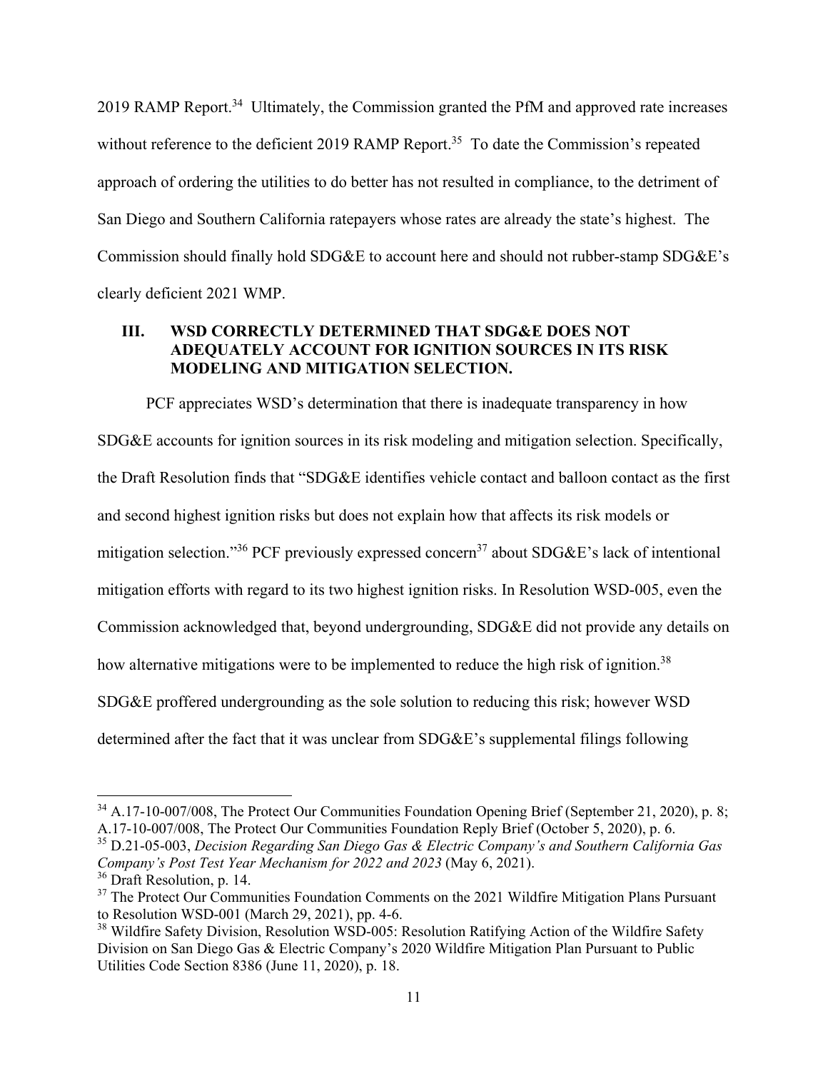2019 RAMP Report.[34] Ultimately, the Commission granted the PfM and approved rate increases without reference to the deficient 2019 RAMP Report.[35] To date the Commission's repeated approach of ordering the utilities to do better has not resulted in compliance, to the detriment of San Diego and Southern California ratepayers whose rates are already the state's highest. The Commission should finally hold SDG&E to account here and should not rubber-stamp SDG&E's clearly deficient 2021 WMP.

## III. WSD CORRECTLY DETERMINED THAT SDG&E DOES NOT ADEQUATELY ACCOUNT FOR IGNITION SOURCES IN ITS RISK MODELING AND MITIGATION SELECTION.

PCF appreciates WSD's determination that there is inadequate transparency in how SDG&E accounts for ignition sources in its risk modeling and mitigation selection. Specifically, the Draft Resolution finds that "SDG&E identifies vehicle contact and balloon contact as the first and second highest ignition risks but does not explain how that affects its risk models or mitigation selection."[36] PCF previously expressed concern[37] about SDG&E's lack of intentional mitigation efforts with regard to its two highest ignition risks. In Resolution WSD-005, even the Commission acknowledged that, beyond undergrounding, SDG&E did not provide any details on how alternative mitigations were to be implemented to reduce the high risk of ignition.[38] SDG&E proffered undergrounding as the sole solution to reducing this risk; however WSD determined after the fact that it was unclear from SDG&E's supplemental filings following

---

[34] A.17-10-007/008, The Protect Our Communities Foundation Opening Brief (September 21, 2020), p. 8; A.17-10-007/008, The Protect Our Communities Foundation Reply Brief (October 5, 2020), p. 6.

[35] D.21-05-003, *Decision Regarding San Diego Gas & Electric Company's and Southern California Gas Company's Post Test Year Mechanism for 2022 and 2023* (May 6, 2021).

[36] Draft Resolution, p. 14.

[37] The Protect Our Communities Foundation Comments on the 2021 Wildfire Mitigation Plans Pursuant to Resolution WSD-001 (March 29, 2021), pp. 4-6.

[38] Wildfire Safety Division, Resolution WSD-005: Resolution Ratifying Action of the Wildfire Safety Division on San Diego Gas & Electric Company's 2020 Wildfire Mitigation Plan Pursuant to Public Utilities Code Section 8386 (June 11, 2020), p. 18.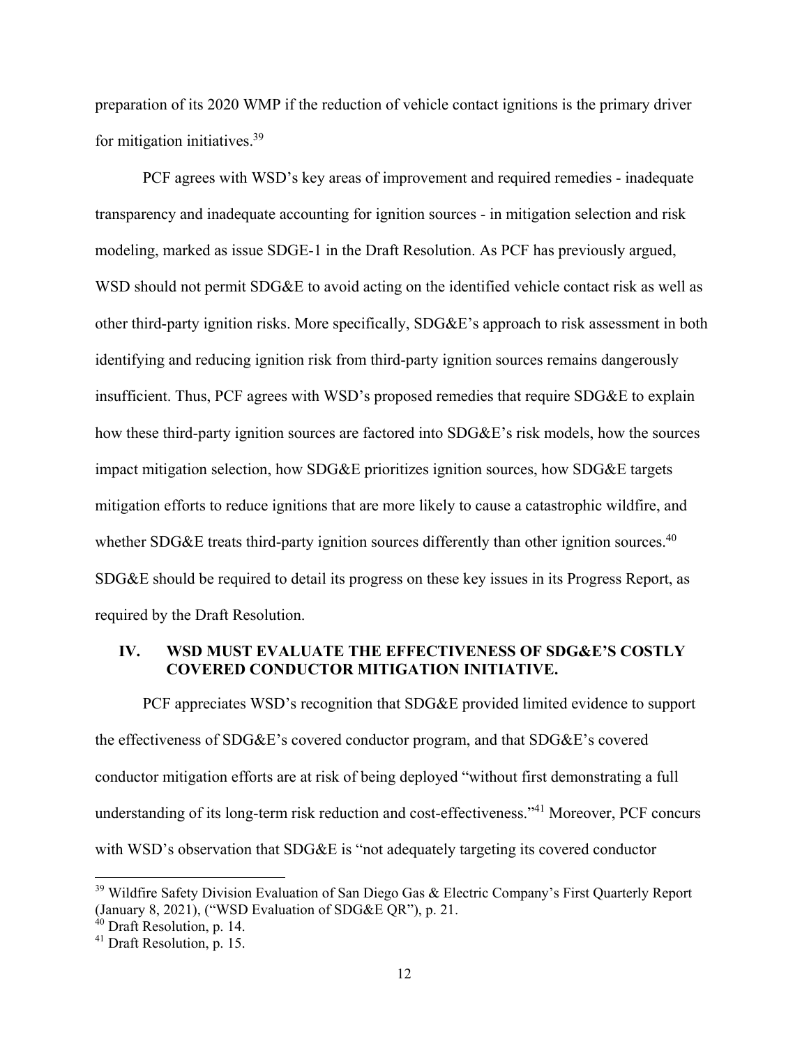preparation of its 2020 WMP if the reduction of vehicle contact ignitions is the primary driver for mitigation initiatives.[39]

PCF agrees with WSD's key areas of improvement and required remedies - inadequate transparency and inadequate accounting for ignition sources - in mitigation selection and risk modeling, marked as issue SDGE-1 in the Draft Resolution. As PCF has previously argued, WSD should not permit SDG&E to avoid acting on the identified vehicle contact risk as well as other third-party ignition risks. More specifically, SDG&E's approach to risk assessment in both identifying and reducing ignition risk from third-party ignition sources remains dangerously insufficient. Thus, PCF agrees with WSD's proposed remedies that require SDG&E to explain how these third-party ignition sources are factored into SDG&E's risk models, how the sources impact mitigation selection, how SDG&E prioritizes ignition sources, how SDG&E targets mitigation efforts to reduce ignitions that are more likely to cause a catastrophic wildfire, and whether SDG&E treats third-party ignition sources differently than other ignition sources.[40] SDG&E should be required to detail its progress on these key issues in its Progress Report, as required by the Draft Resolution.

## IV. WSD MUST EVALUATE THE EFFECTIVENESS OF SDG&E'S COSTLY COVERED CONDUCTOR MITIGATION INITIATIVE.

PCF appreciates WSD's recognition that SDG&E provided limited evidence to support the effectiveness of SDG&E's covered conductor program, and that SDG&E's covered conductor mitigation efforts are at risk of being deployed "without first demonstrating a full understanding of its long-term risk reduction and cost-effectiveness."[41] Moreover, PCF concurs with WSD's observation that SDG&E is "not adequately targeting its covered conductor

---

[39] Wildfire Safety Division Evaluation of San Diego Gas & Electric Company's First Quarterly Report (January 8, 2021), ("WSD Evaluation of SDG&E QR"), p. 21.

[40] Draft Resolution, p. 14.

[41] Draft Resolution, p. 15.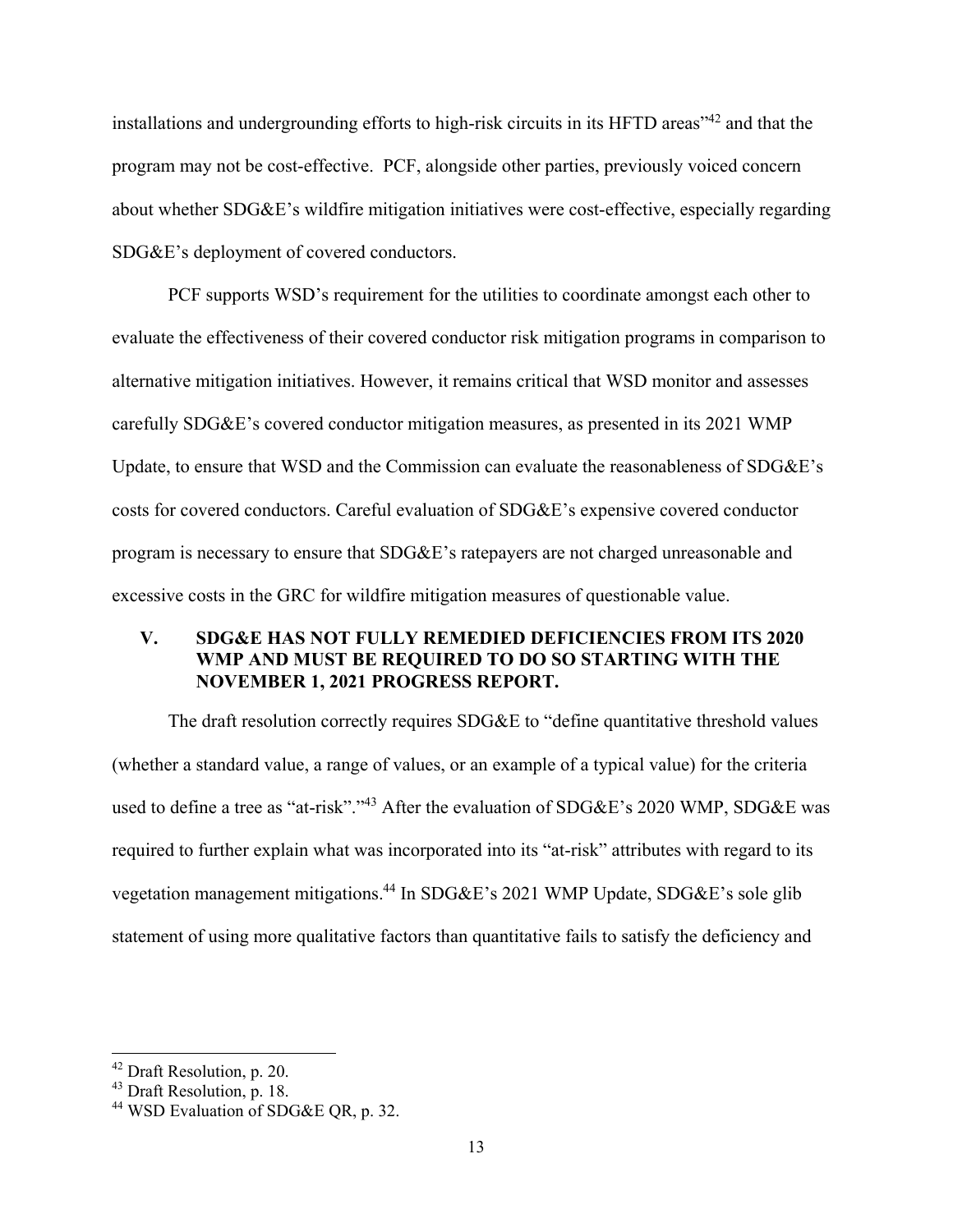installations and undergrounding efforts to high-risk circuits in its HFTD areas"[42] and that the program may not be cost-effective. PCF, alongside other parties, previously voiced concern about whether SDG&E's wildfire mitigation initiatives were cost-effective, especially regarding SDG&E's deployment of covered conductors.

PCF supports WSD's requirement for the utilities to coordinate amongst each other to evaluate the effectiveness of their covered conductor risk mitigation programs in comparison to alternative mitigation initiatives. However, it remains critical that WSD monitor and assesses carefully SDG&E's covered conductor mitigation measures, as presented in its 2021 WMP Update, to ensure that WSD and the Commission can evaluate the reasonableness of SDG&E's costs for covered conductors. Careful evaluation of SDG&E's expensive covered conductor program is necessary to ensure that SDG&E's ratepayers are not charged unreasonable and excessive costs in the GRC for wildfire mitigation measures of questionable value.

## V. SDG&E HAS NOT FULLY REMEDIED DEFICIENCIES FROM ITS 2020 WMP AND MUST BE REQUIRED TO DO SO STARTING WITH THE NOVEMBER 1, 2021 PROGRESS REPORT.

The draft resolution correctly requires SDG&E to "define quantitative threshold values (whether a standard value, a range of values, or an example of a typical value) for the criteria used to define a tree as "at-risk"."[43] After the evaluation of SDG&E's 2020 WMP, SDG&E was required to further explain what was incorporated into its "at-risk" attributes with regard to its vegetation management mitigations.[44] In SDG&E's 2021 WMP Update, SDG&E's sole glib statement of using more qualitative factors than quantitative fails to satisfy the deficiency and

---

[42] Draft Resolution, p. 20.

[43] Draft Resolution, p. 18.

[44] WSD Evaluation of SDG&E QR, p. 32.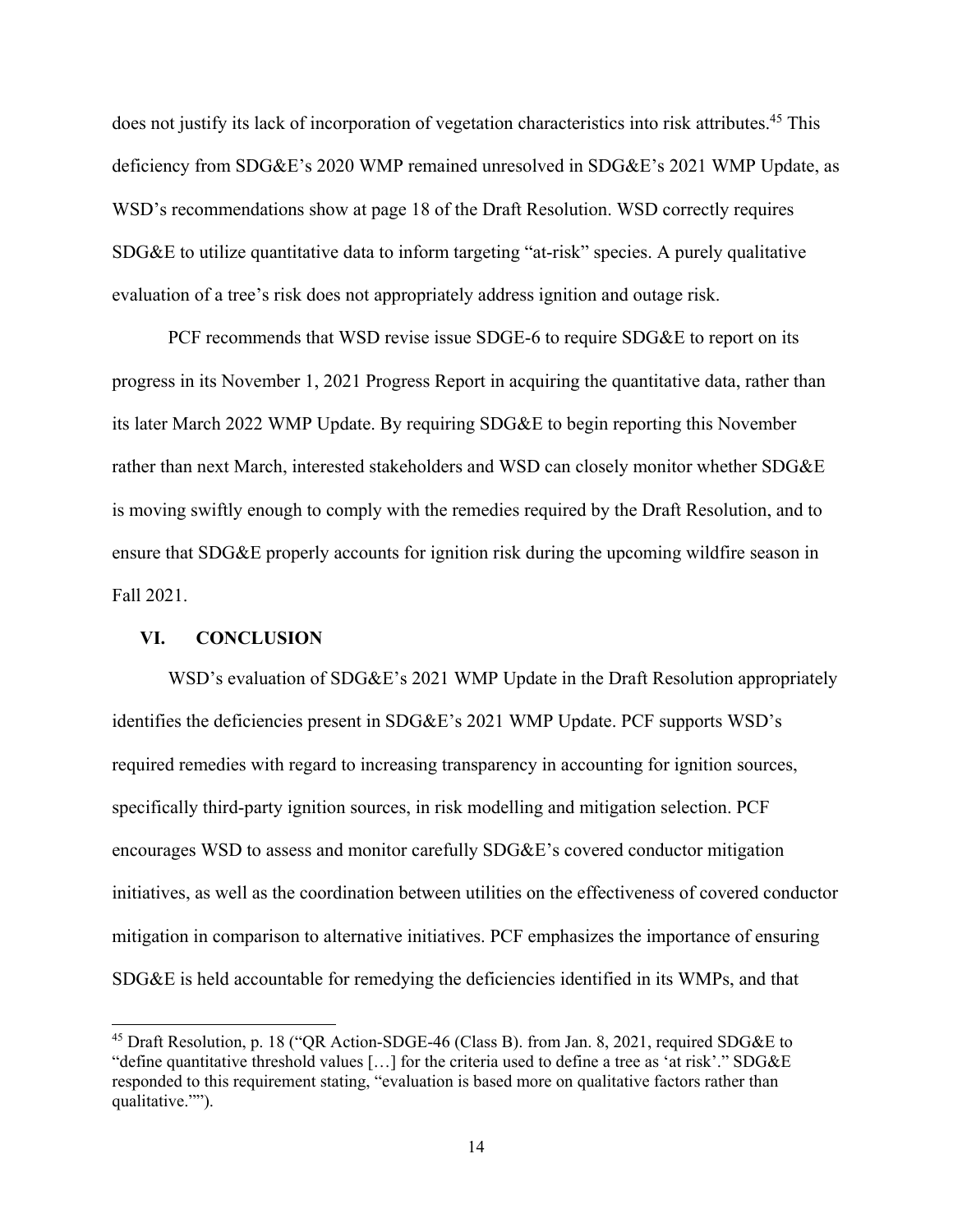does not justify its lack of incorporation of vegetation characteristics into risk attributes.[45] This deficiency from SDG&E's 2020 WMP remained unresolved in SDG&E's 2021 WMP Update, as WSD's recommendations show at page 18 of the Draft Resolution. WSD correctly requires SDG&E to utilize quantitative data to inform targeting "at-risk" species. A purely qualitative evaluation of a tree's risk does not appropriately address ignition and outage risk.

PCF recommends that WSD revise issue SDGE-6 to require SDG&E to report on its progress in its November 1, 2021 Progress Report in acquiring the quantitative data, rather than its later March 2022 WMP Update. By requiring SDG&E to begin reporting this November rather than next March, interested stakeholders and WSD can closely monitor whether SDG&E is moving swiftly enough to comply with the remedies required by the Draft Resolution, and to ensure that SDG&E properly accounts for ignition risk during the upcoming wildfire season in Fall 2021.

## VI. CONCLUSION

WSD's evaluation of SDG&E's 2021 WMP Update in the Draft Resolution appropriately identifies the deficiencies present in SDG&E's 2021 WMP Update. PCF supports WSD's required remedies with regard to increasing transparency in accounting for ignition sources, specifically third-party ignition sources, in risk modelling and mitigation selection. PCF encourages WSD to assess and monitor carefully SDG&E's covered conductor mitigation initiatives, as well as the coordination between utilities on the effectiveness of covered conductor mitigation in comparison to alternative initiatives. PCF emphasizes the importance of ensuring SDG&E is held accountable for remedying the deficiencies identified in its WMPs, and that

---

[45] Draft Resolution, p. 18 ("QR Action-SDGE-46 (Class B). from Jan. 8, 2021, required SDG&E to "define quantitative threshold values […] for the criteria used to define a tree as 'at risk'." SDG&E responded to this requirement stating, "evaluation is based more on qualitative factors rather than qualitative."").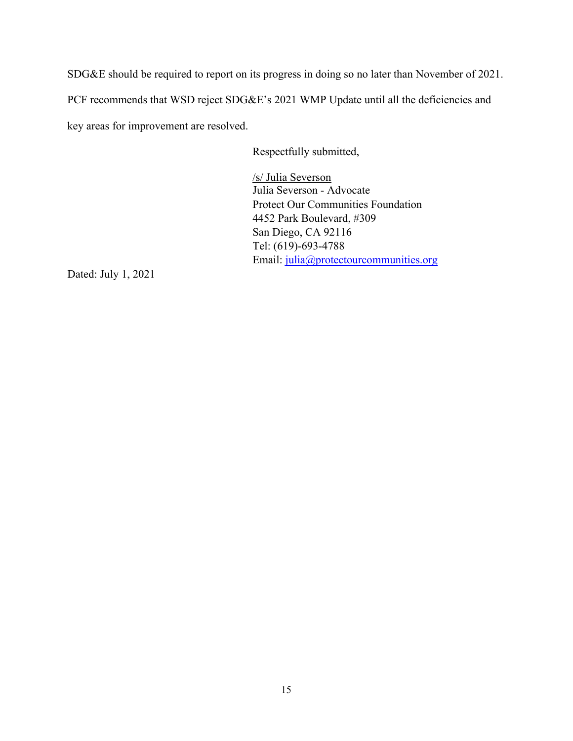SDG&E should be required to report on its progress in doing so no later than November of 2021. PCF recommends that WSD reject SDG&E's 2021 WMP Update until all the deficiencies and key areas for improvement are resolved.

Respectfully submitted,

/s/ Julia Severson  
Julia Severson - Advocate  
Protect Our Communities Foundation  
4452 Park Boulevard, #309  
San Diego, CA 92116  
Tel: (619)-693-4788  
Email: julia@protectourcommunities.org

Dated: July 1, 2021